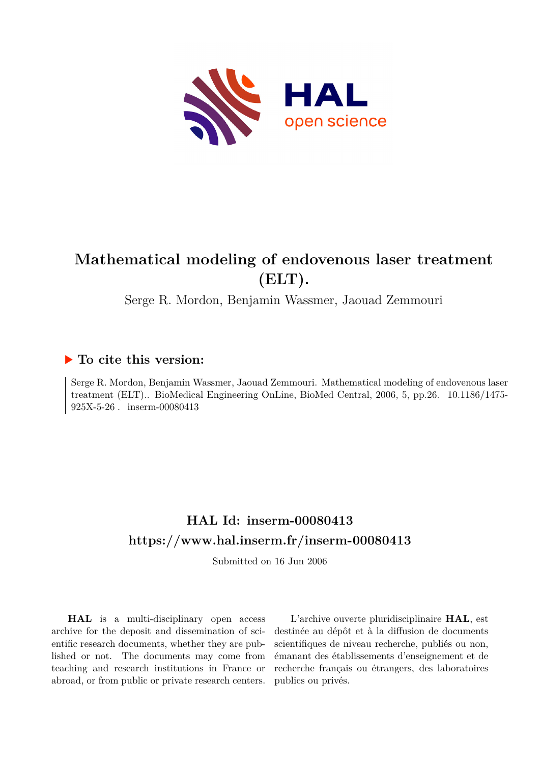# Mathematical modeling of endovenous laser treatment (ELT).

Serge R. Mordon, Benjamin Wassmer, Jaouad Zemmouri

## ▶ To cite this version:

Serge R. Mordon, Benjamin Wassmer, Jaouad Zemmouri. Mathematical modeling of endovenous laser treatment (ELT).. BioMedical Engineering OnLine, BioMed Central, 2006, 5, pp.26. 10.1186/1475-925X-5-26 . inserm-00080413

## HAL Id: inserm-00080413

## https://www.hal.inserm.fr/inserm-00080413

Submitted on 16 Jun 2006

**HAL** is a multi-disciplinary open access archive for the deposit and dissemination of scientific research documents, whether they are published or not. The documents may come from teaching and research institutions in France or abroad, or from public or private research centers.

L'archive ouverte pluridisciplinaire **HAL**, est destinée au dépôt et à la diffusion de documents scientifiques de niveau recherche, publiés ou non, émanant des établissements d'enseignement et de recherche français ou étrangers, des laboratoires publics ou privés.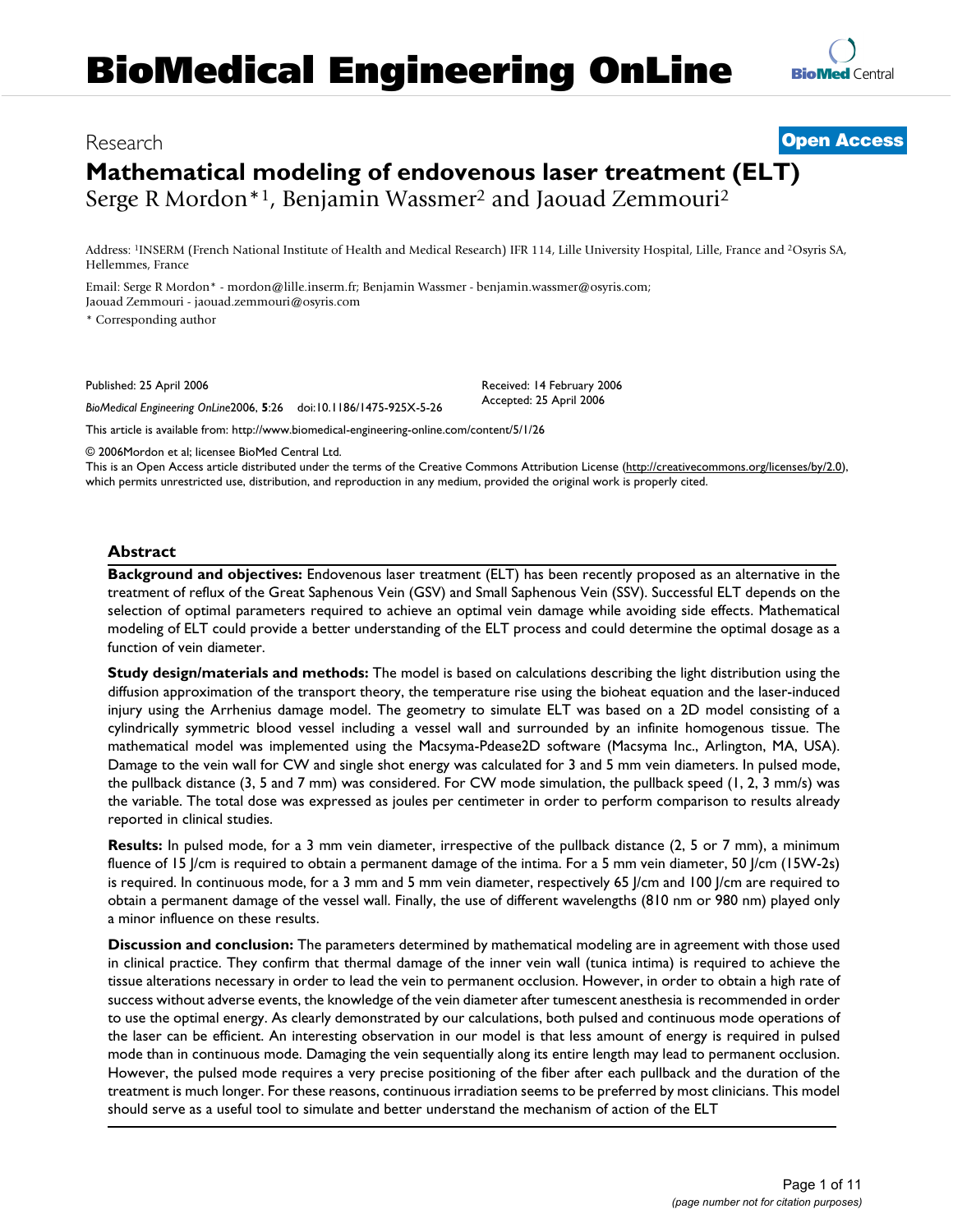# Mathematical modeling of endovenous laser treatment (ELT)

Serge R Mordon*[1], Benjamin Wassmer[2] and Jaouad Zemmouri[2]

Address: [1]INSERM (French National Institute of Health and Medical Research) IFR 114, Lille University Hospital, Lille, France and [2]Osyris SA, Hellemmes, France

Email: Serge R Mordon* - mordon@lille.inserm.fr; Benjamin Wassmer - benjamin.wassmer@osyris.com; Jaouad Zemmouri - jaouad.zemmouri@osyris.com

\* Corresponding author

Published: 25 April 2006

*BioMedical Engineering OnLine* 2006, **5**:26 doi:10.1186/1475-925X-5-26

Received: 14 February 2006
Accepted: 25 April 2006

This article is available from: http://www.biomedical-engineering-online.com/content/5/1/26

© 2006 Mordon et al; licensee BioMed Central Ltd.
This is an Open Access article distributed under the terms of the Creative Commons Attribution License (http://creativecommons.org/licenses/by/2.0), which permits unrestricted use, distribution, and reproduction in any medium, provided the original work is properly cited.

## Abstract

**Background and objectives:** Endovenous laser treatment (ELT) has been recently proposed as an alternative in the treatment of reflux of the Great Saphenous Vein (GSV) and Small Saphenous Vein (SSV). Successful ELT depends on the selection of optimal parameters required to achieve an optimal vein damage while avoiding side effects. Mathematical modeling of ELT could provide a better understanding of the ELT process and could determine the optimal dosage as a function of vein diameter.

**Study design/materials and methods:** The model is based on calculations describing the light distribution using the diffusion approximation of the transport theory, the temperature rise using the bioheat equation and the laser-induced injury using the Arrhenius damage model. The geometry to simulate ELT was based on a 2D model consisting of a cylindrically symmetric blood vessel including a vessel wall and surrounded by an infinite homogenous tissue. The mathematical model was implemented using the Macsyma-Pdease2D software (Macsyma Inc., Arlington, MA, USA). Damage to the vein wall for CW and single shot energy was calculated for 3 and 5 mm vein diameters. In pulsed mode, the pullback distance (3, 5 and 7 mm) was considered. For CW mode simulation, the pullback speed (1, 2, 3 mm/s) was the variable. The total dose was expressed as joules per centimeter in order to perform comparison to results already reported in clinical studies.

**Results:** In pulsed mode, for a 3 mm vein diameter, irrespective of the pullback distance (2, 5 or 7 mm), a minimum fluence of 15 J/cm is required to obtain a permanent damage of the intima. For a 5 mm vein diameter, 50 J/cm (15W-2s) is required. In continuous mode, for a 3 mm and 5 mm vein diameter, respectively 65 J/cm and 100 J/cm are required to obtain a permanent damage of the vessel wall. Finally, the use of different wavelengths (810 nm or 980 nm) played only a minor influence on these results.

**Discussion and conclusion:** The parameters determined by mathematical modeling are in agreement with those used in clinical practice. They confirm that thermal damage of the inner vein wall (tunica intima) is required to achieve the tissue alterations necessary in order to lead the vein to permanent occlusion. However, in order to obtain a high rate of success without adverse events, the knowledge of the vein diameter after tumescent anesthesia is recommended in order to use the optimal energy. As clearly demonstrated by our calculations, both pulsed and continuous mode operations of the laser can be efficient. An interesting observation in our model is that less amount of energy is required in pulsed mode than in continuous mode. Damaging the vein sequentially along its entire length may lead to permanent occlusion. However, the pulsed mode requires a very precise positioning of the fiber after each pullback and the duration of the treatment is much longer. For these reasons, continuous irradiation seems to be preferred by most clinicians. This model should serve as a useful tool to simulate and better understand the mechanism of action of the ELT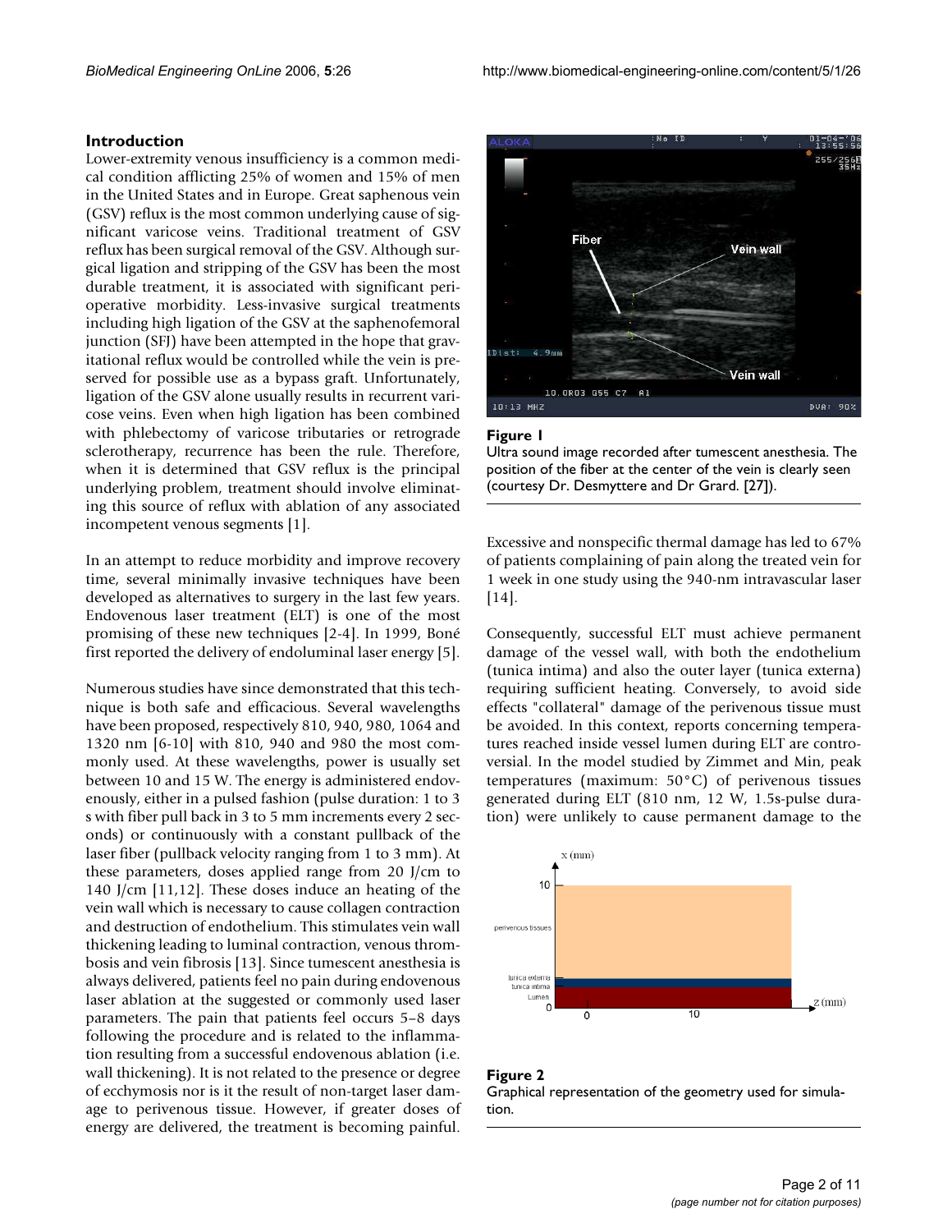## Introduction

Lower-extremity venous insufficiency is a common medical condition afflicting 25% of women and 15% of men in the United States and in Europe. Great saphenous vein (GSV) reflux is the most common underlying cause of significant varicose veins. Traditional treatment of GSV reflux has been surgical removal of the GSV. Although surgical ligation and stripping of the GSV has been the most durable treatment, it is associated with significant perioperative morbidity. Less-invasive surgical treatments including high ligation of the GSV at the saphenofemoral junction (SFJ) have been attempted in the hope that gravitational reflux would be controlled while the vein is preserved for possible use as a bypass graft. Unfortunately, ligation of the GSV alone usually results in recurrent varicose veins. Even when high ligation has been combined with phlebectomy of varicose tributaries or retrograde sclerotherapy, recurrence has been the rule. Therefore, when it is determined that GSV reflux is the principal underlying problem, treatment should involve eliminating this source of reflux with ablation of any associated incompetent venous segments [1].

In an attempt to reduce morbidity and improve recovery time, several minimally invasive techniques have been developed as alternatives to surgery in the last few years. Endovenous laser treatment (ELT) is one of the most promising of these new techniques [2-4]. In 1999, Boné first reported the delivery of endoluminal laser energy [5].

Numerous studies have since demonstrated that this technique is both safe and efficacious. Several wavelengths have been proposed, respectively 810, 940, 980, 1064 and 1320 nm [6-10] with 810, 940 and 980 the most commonly used. At these wavelengths, power is usually set between 10 and 15 W. The energy is administered endovenously, either in a pulsed fashion (pulse duration: 1 to 3 s with fiber pull back in 3 to 5 mm increments every 2 seconds) or continuously with a constant pullback of the laser fiber (pullback velocity ranging from 1 to 3 mm). At these parameters, doses applied range from 20 J/cm to 140 J/cm [11,12]. These doses induce an heating of the vein wall which is necessary to cause collagen contraction and destruction of endothelium. This stimulates vein wall thickening leading to luminal contraction, venous thrombosis and vein fibrosis [13]. Since tumescent anesthesia is always delivered, patients feel no pain during endovenous laser ablation at the suggested or commonly used laser parameters. The pain that patients feel occurs 5–8 days following the procedure and is related to the inflammation resulting from a successful endovenous ablation (i.e. wall thickening). It is not related to the presence or degree of ecchymosis nor is it the result of non-target laser damage to perivenous tissue. However, if greater doses of energy are delivered, the treatment is becoming painful.

**Figure 1**
Ultra sound image recorded after tumescent anesthesia. The position of the fiber at the center of the vein is clearly seen (courtesy Dr. Desmyttere and Dr Grard. [27]).

Excessive and nonspecific thermal damage has led to 67% of patients complaining of pain along the treated vein for 1 week in one study using the 940-nm intravascular laser [14].

Consequently, successful ELT must achieve permanent damage of the vessel wall, with both the endothelium (tunica intima) and also the outer layer (tunica externa) requiring sufficient heating. Conversely, to avoid side effects "collateral" damage of the perivenous tissue must be avoided. In this context, reports concerning temperatures reached inside vessel lumen during ELT are controversial. In the model studied by Zimmet and Min, peak temperatures (maximum: 50°C) of perivenous tissues generated during ELT (810 nm, 12 W, 1.5s-pulse duration) were unlikely to cause permanent damage to the

**Figure 2**
Graphical representation of the geometry used for simulation.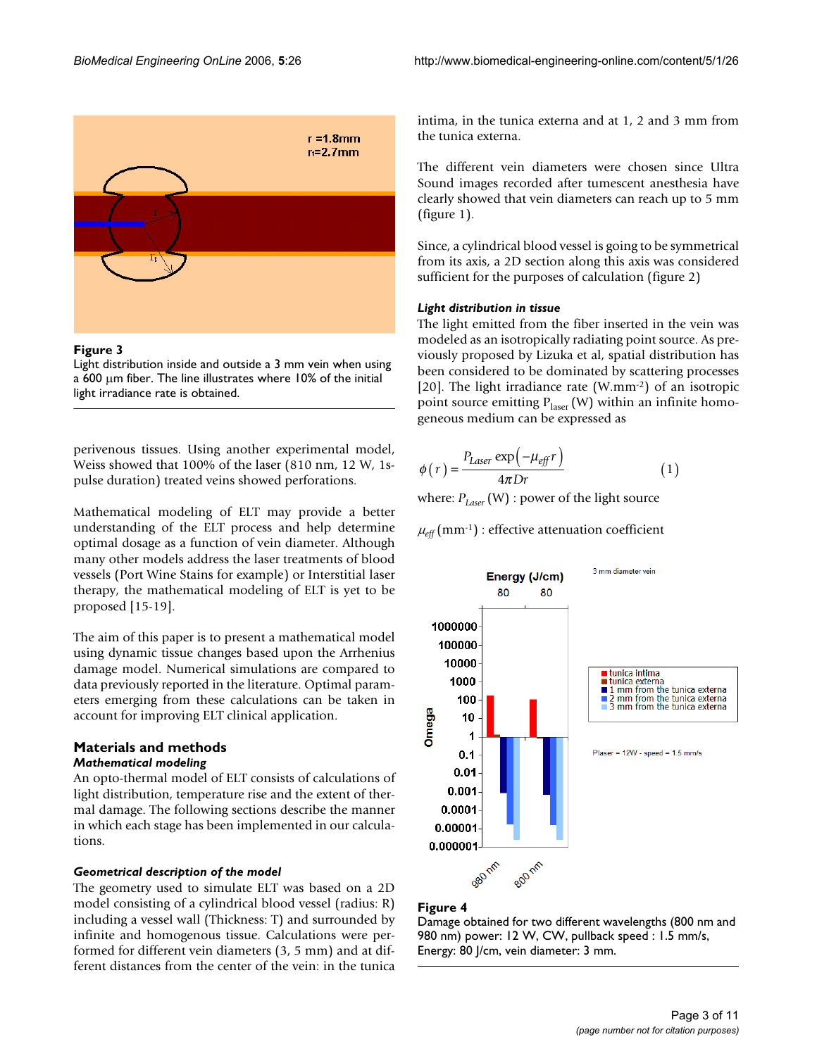**Figure 3**

Light distribution inside and outside a 3 mm vein when using a 600 µm fiber. The line illustrates where 10% of the initial light irradiance rate is obtained.

perivenous tissues. Using another experimental model, Weiss showed that 100% of the laser (810 nm, 12 W, 1s-pulse duration) treated veins showed perforations.

Mathematical modeling of ELT may provide a better understanding of the ELT process and help determine optimal dosage as a function of vein diameter. Although many other models address the laser treatments of blood vessels (Port Wine Stains for example) or Interstitial laser therapy, the mathematical modeling of ELT is yet to be proposed [15-19].

The aim of this paper is to present a mathematical model using dynamic tissue changes based upon the Arrhenius damage model. Numerical simulations are compared to data previously reported in the literature. Optimal parameters emerging from these calculations can be taken in account for improving ELT clinical application.

## Materials and methods

### *Mathematical modeling*

An opto-thermal model of ELT consists of calculations of light distribution, temperature rise and the extent of thermal damage. The following sections describe the manner in which each stage has been implemented in our calculations.

### *Geometrical description of the model*

The geometry used to simulate ELT was based on a 2D model consisting of a cylindrical blood vessel (radius: R) including a vessel wall (Thickness: T) and surrounded by infinite and homogenous tissue. Calculations were performed for different vein diameters (3, 5 mm) and at different distances from the center of the vein: in the tunica intima, in the tunica externa and at 1, 2 and 3 mm from the tunica externa.

The different vein diameters were chosen since Ultra Sound images recorded after tumescent anesthesia have clearly showed that vein diameters can reach up to 5 mm (figure 1).

Since, a cylindrical blood vessel is going to be symmetrical from its axis, a 2D section along this axis was considered sufficient for the purposes of calculation (figure 2)

### *Light distribution in tissue*

The light emitted from the fiber inserted in the vein was modeled as an isotropically radiating point source. As previously proposed by Lizuka et al, spatial distribution has been considered to be dominated by scattering processes [20]. The light irradiance rate ($W.mm^{-2}$) of an isotropic point source emitting $P_{laser}$ (W) within an infinite homogeneous medium can be expressed as

$$\phi(r) = \frac{P_{Laser} \exp(-\mu_{eff} r)}{4\pi D r} \qquad (1)$$

where: $P_{Laser}$ (W) : power of the light source

$\mu_{eff}$ ($mm^{-1}$) : effective attenuation coefficient

**Figure 4**

Damage obtained for two different wavelengths (800 nm and 980 nm) power: 12 W, CW, pullback speed : 1.5 mm/s, Energy: 80 J/cm, vein diameter: 3 mm.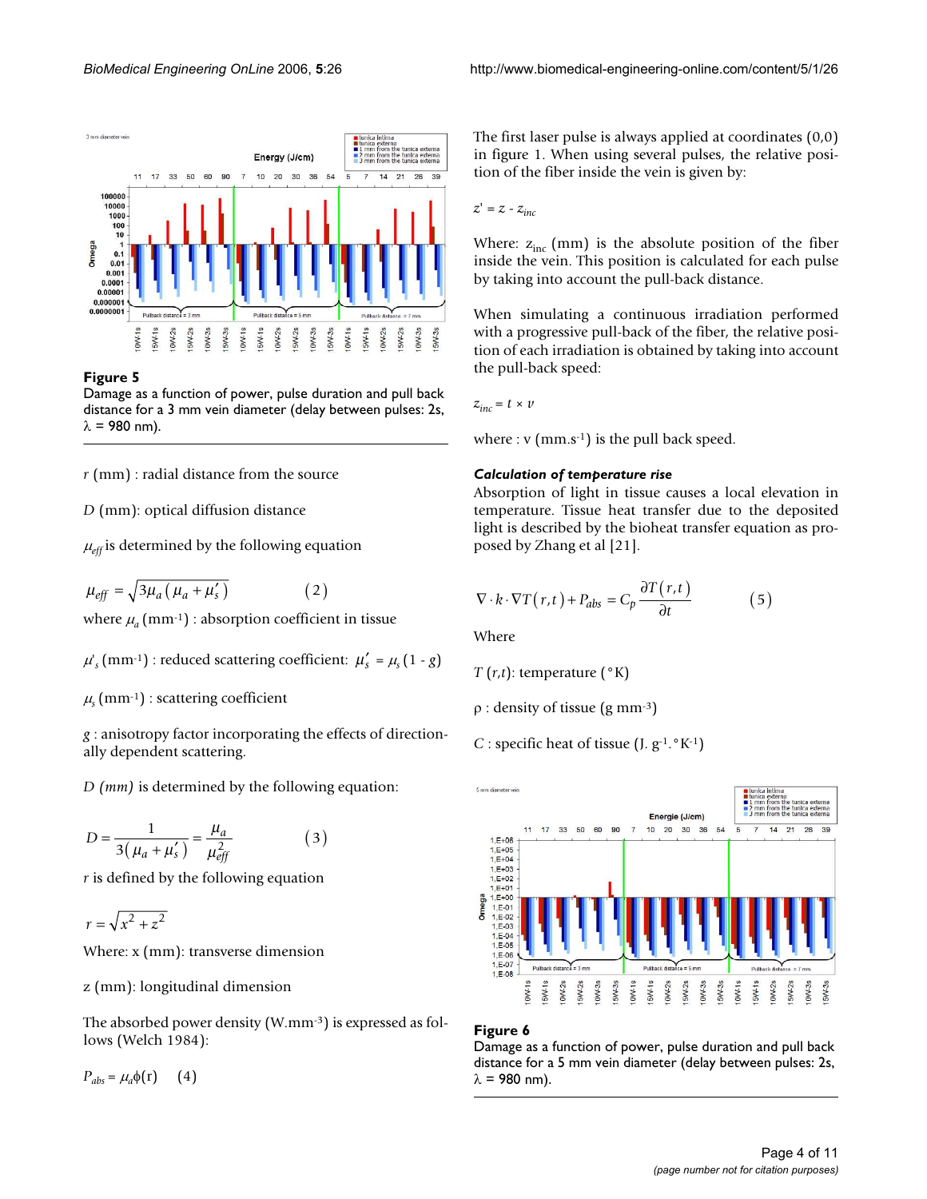**Figure 5**

Damage as a function of power, pulse duration and pull back distance for a 3 mm vein diameter (delay between pulses: 2s, λ = 980 nm).

$r$ (mm) : radial distance from the source

$D$ (mm): optical diffusion distance

$\mu_{eff}$ is determined by the following equation

$$\mu_{eff} = \sqrt{3\mu_a\left(\mu_a + \mu_s'\right)} \qquad (2)$$

where $\mu_a$ (mm$^{-1}$) : absorption coefficient in tissue

$\mu_s'$ (mm$^{-1}$) : reduced scattering coefficient: $\mu_s' = \mu_s(1 - g)$

$\mu_s$ (mm$^{-1}$) : scattering coefficient

$g$ : anisotropy factor incorporating the effects of directionally dependent scattering.

*D (mm)* is determined by the following equation:

$$D = \frac{1}{3\left(\mu_a + \mu_s'\right)} = \frac{\mu_a}{\mu_{eff}^2} \qquad (3)$$

$r$ is defined by the following equation

$$r = \sqrt{x^2 + z^2}$$

Where: x (mm): transverse dimension

z (mm): longitudinal dimension

The absorbed power density (W.mm$^{-3}$) is expressed as follows (Welch 1984):

$$P_{abs} = \mu_a \phi(\mathrm{r}) \qquad (4)$$

The first laser pulse is always applied at coordinates (0,0) in figure 1. When using several pulses, the relative position of the fiber inside the vein is given by:

$$z' = z - z_{inc}$$

Where: $z_{inc}$ (mm) is the absolute position of the fiber inside the vein. This position is calculated for each pulse by taking into account the pull-back distance.

When simulating a continuous irradiation performed with a progressive pull-back of the fiber, the relative position of each irradiation is obtained by taking into account the pull-back speed:

$$z_{inc} = t \times v$$

where : v (mm.s$^{-1}$) is the pull back speed.

### *Calculation of temperature rise*

Absorption of light in tissue causes a local elevation in temperature. Tissue heat transfer due to the deposited light is described by the bioheat transfer equation as proposed by Zhang et al [21].

$$\nabla \cdot k \cdot \nabla T(r,t) + P_{abs} = C_p \frac{\partial T(r,t)}{\partial t} \qquad (5)$$

Where

$T(r,t)$: temperature (°K)

ρ : density of tissue (g mm$^{-3}$)

$C$ : specific heat of tissue (J. g$^{-1}$.°K$^{-1}$)

**Figure 6**

Damage as a function of power, pulse duration and pull back distance for a 5 mm vein diameter (delay between pulses: 2s, λ = 980 nm).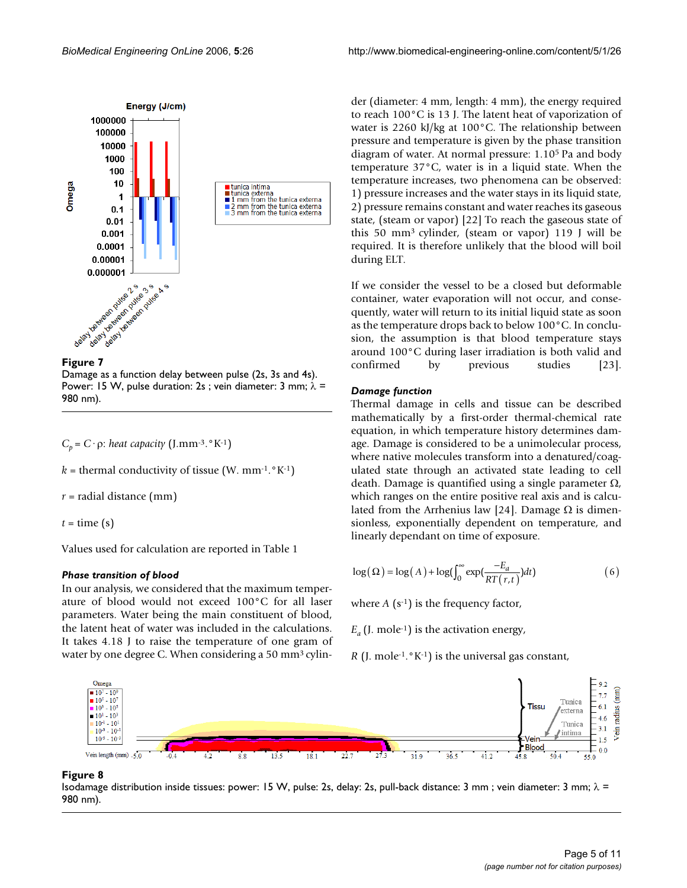**Figure 7**
Damage as a function delay between pulse (2s, 3s and 4s). Power: 15 W, pulse duration: 2s ; vein diameter: 3 mm; $\lambda$ = 980 nm).

$C_p = C \cdot \rho$: *heat capacity* (J.mm$^{-3}$.°K$^{-1}$)

$k$ = thermal conductivity of tissue (W. mm$^{-1}$.°K$^{-1}$)

$r$ = radial distance (mm)

$t$ = time (s)

Values used for calculation are reported in Table 1

### *Phase transition of blood*

In our analysis, we considered that the maximum temperature of blood would not exceed 100°C for all laser parameters. Water being the main constituent of blood, the latent heat of water was included in the calculations. It takes 4.18 J to raise the temperature of one gram of water by one degree C. When considering a 50 mm$^3$ cylinder (diameter: 4 mm, length: 4 mm), the energy required to reach 100°C is 13 J. The latent heat of vaporization of water is 2260 kJ/kg at 100°C. The relationship between pressure and temperature is given by the phase transition diagram of water. At normal pressure: 1.10$^5$ Pa and body temperature 37°C, water is in a liquid state. When the temperature increases, two phenomena can be observed: 1) pressure increases and the water stays in its liquid state, 2) pressure remains constant and water reaches its gaseous state, (steam or vapor) [22] To reach the gaseous state of this 50 mm$^3$ cylinder, (steam or vapor) 119 J will be required. It is therefore unlikely that the blood will boil during ELT.

If we consider the vessel to be a closed but deformable container, water evaporation will not occur, and consequently, water will return to its initial liquid state as soon as the temperature drops back to below 100°C. In conclusion, the assumption is that blood temperature stays around 100°C during laser irradiation is both valid and confirmed by previous studies [23].

### *Damage function*

Thermal damage in cells and tissue can be described mathematically by a first-order thermal-chemical rate equation, in which temperature history determines damage. Damage is considered to be a unimolecular process, where native molecules transform into a denatured/coagulated state through an activated state leading to cell death. Damage is quantified using a single parameter $\Omega$, which ranges on the entire positive real axis and is calculated from the Arrhenius law [24]. Damage $\Omega$ is dimensionless, exponentially dependent on temperature, and linearly dependant on time of exposure.

$$\log(\Omega) = \log(A) + \log\left(\int_0^\infty \exp\left(\frac{-E_a}{RT(r,t)}\right)dt\right) \qquad (6)$$

where $A$ (s$^{-1}$) is the frequency factor,

$E_a$ (J. mole$^{-1}$) is the activation energy,

$R$ (J. mole$^{-1}$.°K$^{-1}$) is the universal gas constant,

**Figure 8**
Isodamage distribution inside tissues: power: 15 W, pulse: 2s, delay: 2s, pull-back distance: 3 mm ; vein diameter: 3 mm; $\lambda$ = 980 nm).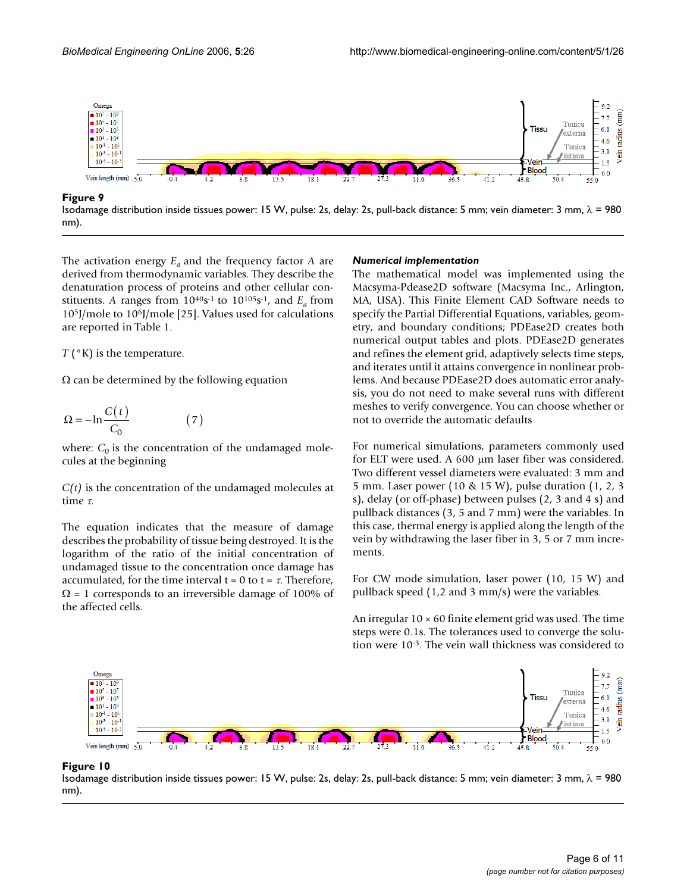**Figure 9**
Isodamage distribution inside tissues power: 15 W, pulse: 2s, delay: 2s, pull-back distance: 5 mm; vein diameter: 3 mm, λ = 980 nm).

The activation energy $E_a$ and the frequency factor $A$ are derived from thermodynamic variables. They describe the denaturation process of proteins and other cellular constituents. $A$ ranges from $10^{40}s^{-1}$ to $10^{105}s^{-1}$, and $E_a$ from $10^5$J/mole to $10^6$J/mole [25]. Values used for calculations are reported in Table 1.

$T$ (°K) is the temperature.

Ω can be determined by the following equation

$$\Omega = -\ln \frac{C(t)}{C_0} \qquad (7)$$

where: $C_0$ is the concentration of the undamaged molecules at the beginning

$C(t)$ is the concentration of the undamaged molecules at time $\tau$.

The equation indicates that the measure of damage describes the probability of tissue being destroyed. It is the logarithm of the ratio of the initial concentration of undamaged tissue to the concentration once damage has accumulated, for the time interval t = 0 to t = $\tau$. Therefore, Ω = 1 corresponds to an irreversible damage of 100% of the affected cells.

### *Numerical implementation*

The mathematical model was implemented using the Macsyma-Pdease2D software (Macsyma Inc., Arlington, MA, USA). This Finite Element CAD Software needs to specify the Partial Differential Equations, variables, geometry, and boundary conditions; PDEase2D creates both numerical output tables and plots. PDEase2D generates and refines the element grid, adaptively selects time steps, and iterates until it attains convergence in nonlinear problems. And because PDEase2D does automatic error analysis, you do not need to make several runs with different meshes to verify convergence. You can choose whether or not to override the automatic defaults

For numerical simulations, parameters commonly used for ELT were used. A 600 μm laser fiber was considered. Two different vessel diameters were evaluated: 3 mm and 5 mm. Laser power (10 & 15 W), pulse duration (1, 2, 3 s), delay (or off-phase) between pulses (2, 3 and 4 s) and pullback distances (3, 5 and 7 mm) were the variables. In this case, thermal energy is applied along the length of the vein by withdrawing the laser fiber in 3, 5 or 7 mm increments.

For CW mode simulation, laser power (10, 15 W) and pullback speed (1,2 and 3 mm/s) were the variables.

An irregular 10 × 60 finite element grid was used. The time steps were 0.1s. The tolerances used to converge the solution were $10^{-3}$. The vein wall thickness was considered to

**Figure 10**
Isodamage distribution inside tissues power: 15 W, pulse: 2s, delay: 2s, pull-back distance: 5 mm; vein diameter: 3 mm, λ = 980 nm).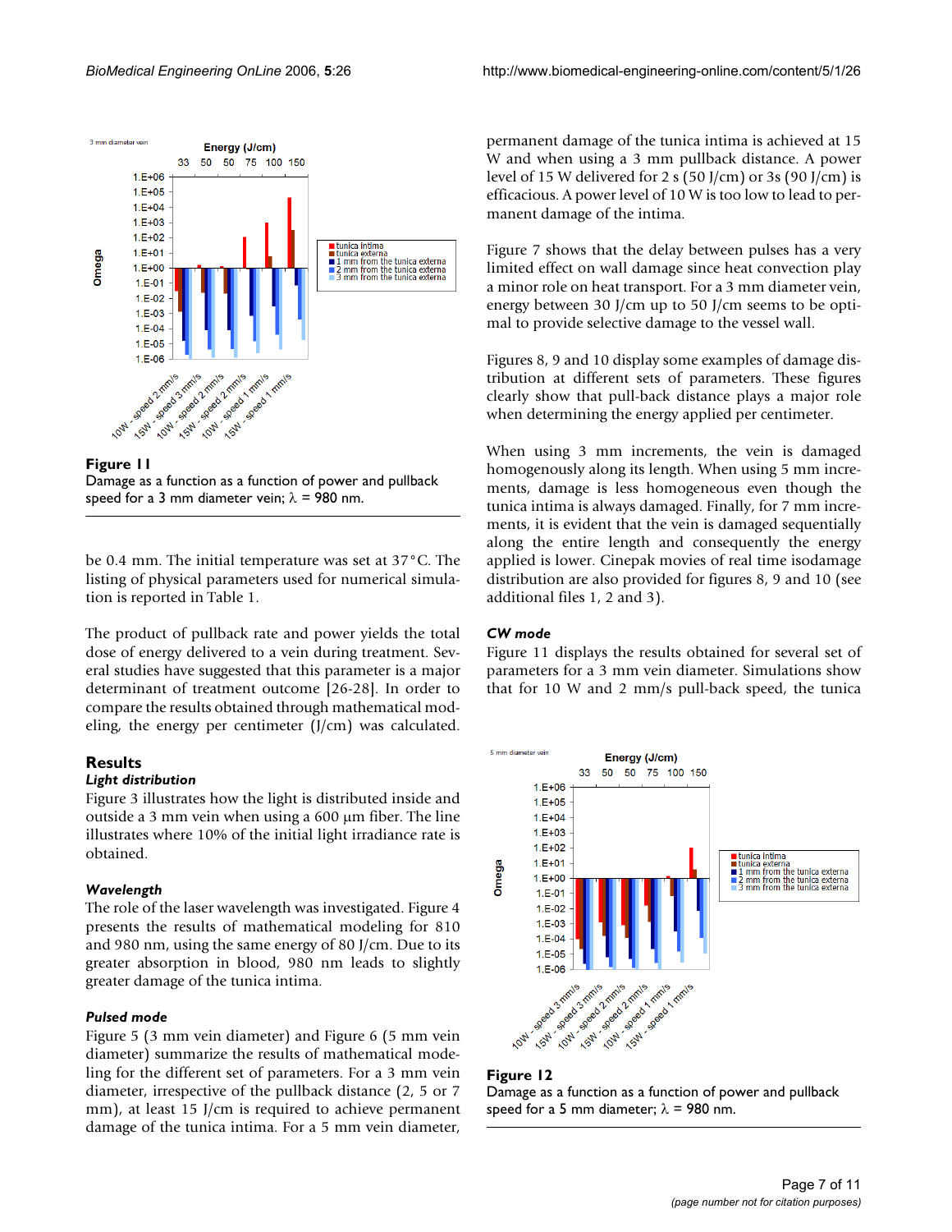Figure 11
Damage as a function as a function of power and pullback speed for a 3 mm diameter vein; λ = 980 nm.

be 0.4 mm. The initial temperature was set at 37°C. The listing of physical parameters used for numerical simulation is reported in Table 1.

The product of pullback rate and power yields the total dose of energy delivered to a vein during treatment. Several studies have suggested that this parameter is a major determinant of treatment outcome [26-28]. In order to compare the results obtained through mathematical modeling, the energy per centimeter (J/cm) was calculated.

## Results

### *Light distribution*

Figure 3 illustrates how the light is distributed inside and outside a 3 mm vein when using a 600 μm fiber. The line illustrates where 10% of the initial light irradiance rate is obtained.

### *Wavelength*

The role of the laser wavelength was investigated. Figure 4 presents the results of mathematical modeling for 810 and 980 nm, using the same energy of 80 J/cm. Due to its greater absorption in blood, 980 nm leads to slightly greater damage of the tunica intima.

### *Pulsed mode*

Figure 5 (3 mm vein diameter) and Figure 6 (5 mm vein diameter) summarize the results of mathematical modeling for the different set of parameters. For a 3 mm vein diameter, irrespective of the pullback distance (2, 5 or 7 mm), at least 15 J/cm is required to achieve permanent damage of the tunica intima. For a 5 mm vein diameter, permanent damage of the tunica intima is achieved at 15 W and when using a 3 mm pullback distance. A power level of 15 W delivered for 2 s (50 J/cm) or 3s (90 J/cm) is efficacious. A power level of 10 W is too low to lead to permanent damage of the intima.

Figure 7 shows that the delay between pulses has a very limited effect on wall damage since heat convection play a minor role on heat transport. For a 3 mm diameter vein, energy between 30 J/cm up to 50 J/cm seems to be optimal to provide selective damage to the vessel wall.

Figures 8, 9 and 10 display some examples of damage distribution at different sets of parameters. These figures clearly show that pull-back distance plays a major role when determining the energy applied per centimeter.

When using 3 mm increments, the vein is damaged homogenously along its length. When using 5 mm increments, damage is less homogeneous even though the tunica intima is always damaged. Finally, for 7 mm increments, it is evident that the vein is damaged sequentially along the entire length and consequently the energy applied is lower. Cinepak movies of real time isodamage distribution are also provided for figures 8, 9 and 10 (see additional files 1, 2 and 3).

### *CW mode*

Figure 11 displays the results obtained for several set of parameters for a 3 mm vein diameter. Simulations show that for 10 W and 2 mm/s pull-back speed, the tunica

Figure 12
Damage as a function as a function of power and pullback speed for a 5 mm diameter; λ = 980 nm.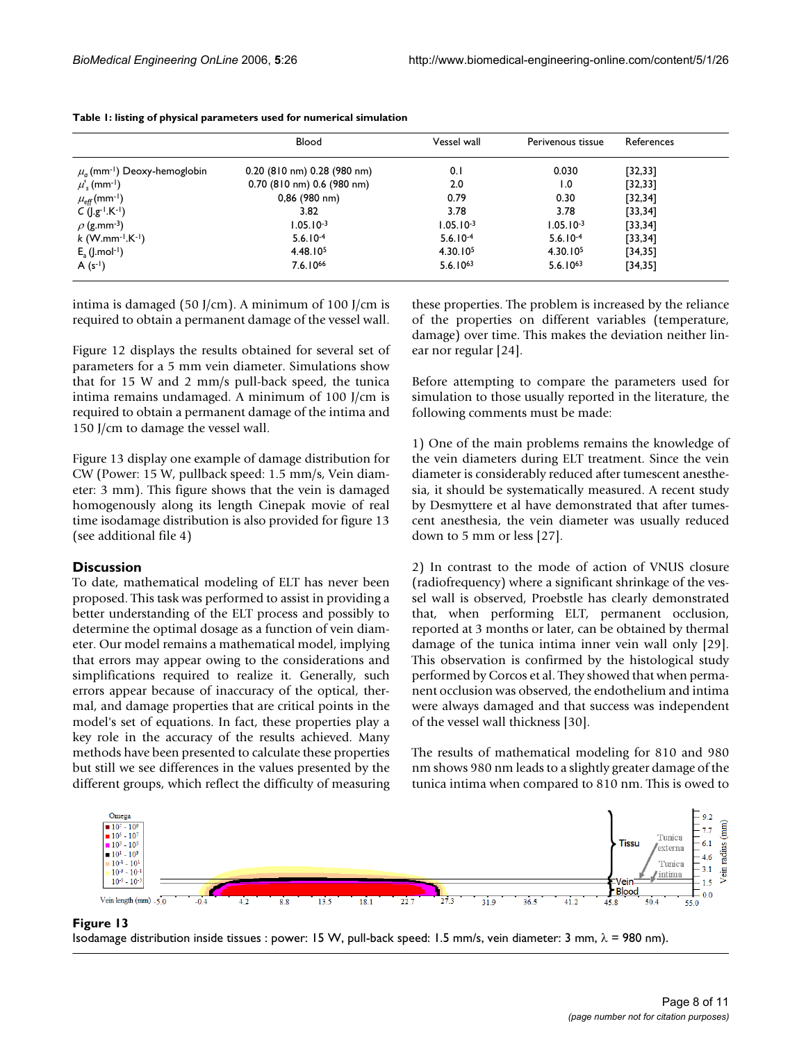**Table 1: listing of physical parameters used for numerical simulation**

| | Blood | Vessel wall | Perivenous tissue | References |
|---|---|---|---|---|
| $\mu_a$ ($mm^{-1}$) Deoxy-hemoglobin | 0.20 (810 nm) 0.28 (980 nm) | 0.1 | 0.030 | [32,33] |
| $\mu'_s$ ($mm^{-1}$) | 0.70 (810 nm) 0.6 (980 nm) | 2.0 | 1.0 | [32,33] |
| $\mu_{eff}$ ($mm^{-1}$) | 0,86 (980 nm) | 0.79 | 0.30 | [32,34] |
| $C$ ($J.g^{-1}.K^{-1}$) | 3.82 | 3.78 | 3.78 | [33,34] |
| $\rho$ ($g.mm^{-3}$) | $1.05.10^{-3}$ | $1.05.10^{-3}$ | $1.05.10^{-3}$ | [33,34] |
| $k$ ($W.mm^{-1}.K^{-1}$) | $5.6.10^{-4}$ | $5.6.10^{-4}$ | $5.6.10^{-4}$ | [33,34] |
| $E_a$ ($J.mol^{-1}$) | $4.48.10^{5}$ | $4.30.10^{5}$ | $4.30.10^{5}$ | [34,35] |
| A ($s^{-1}$) | $7.6.10^{66}$ | $5.6.10^{63}$ | $5.6.10^{63}$ | [34,35] |

intima is damaged (50 J/cm). A minimum of 100 J/cm is required to obtain a permanent damage of the vessel wall.

Figure 12 displays the results obtained for several set of parameters for a 5 mm vein diameter. Simulations show that for 15 W and 2 mm/s pull-back speed, the tunica intima remains undamaged. A minimum of 100 J/cm is required to obtain a permanent damage of the intima and 150 J/cm to damage the vessel wall.

Figure 13 display one example of damage distribution for CW (Power: 15 W, pullback speed: 1.5 mm/s, Vein diameter: 3 mm). This figure shows that the vein is damaged homogenously along its length Cinepak movie of real time isodamage distribution is also provided for figure 13 (see additional file 4)

## Discussion

To date, mathematical modeling of ELT has never been proposed. This task was performed to assist in providing a better understanding of the ELT process and possibly to determine the optimal dosage as a function of vein diameter. Our model remains a mathematical model, implying that errors may appear owing to the considerations and simplifications required to realize it. Generally, such errors appear because of inaccuracy of the optical, thermal, and damage properties that are critical points in the model's set of equations. In fact, these properties play a key role in the accuracy of the results achieved. Many methods have been presented to calculate these properties but still we see differences in the values presented by the different groups, which reflect the difficulty of measuring these properties. The problem is increased by the reliance of the properties on different variables (temperature, damage) over time. This makes the deviation neither linear nor regular [24].

Before attempting to compare the parameters used for simulation to those usually reported in the literature, the following comments must be made:

1) One of the main problems remains the knowledge of the vein diameters during ELT treatment. Since the vein diameter is considerably reduced after tumescent anesthesia, it should be systematically measured. A recent study by Desmyttere et al have demonstrated that after tumescent anesthesia, the vein diameter was usually reduced down to 5 mm or less [27].

2) In contrast to the mode of action of VNUS closure (radiofrequency) where a significant shrinkage of the vessel wall is observed, Proebstle has clearly demonstrated that, when performing ELT, permanent occlusion, reported at 3 months or later, can be obtained by thermal damage of the tunica intima inner vein wall only [29]. This observation is confirmed by the histological study performed by Corcos et al. They showed that when permanent occlusion was observed, the endothelium and intima were always damaged and that success was independent of the vessel wall thickness [30].

The results of mathematical modeling for 810 and 980 nm shows 980 nm leads to a slightly greater damage of the tunica intima when compared to 810 nm. This is owed to

**Figure 13**

Isodamage distribution inside tissues : power: 15 W, pull-back speed: 1.5 mm/s, vein diameter: 3 mm, $\lambda$ = 980 nm).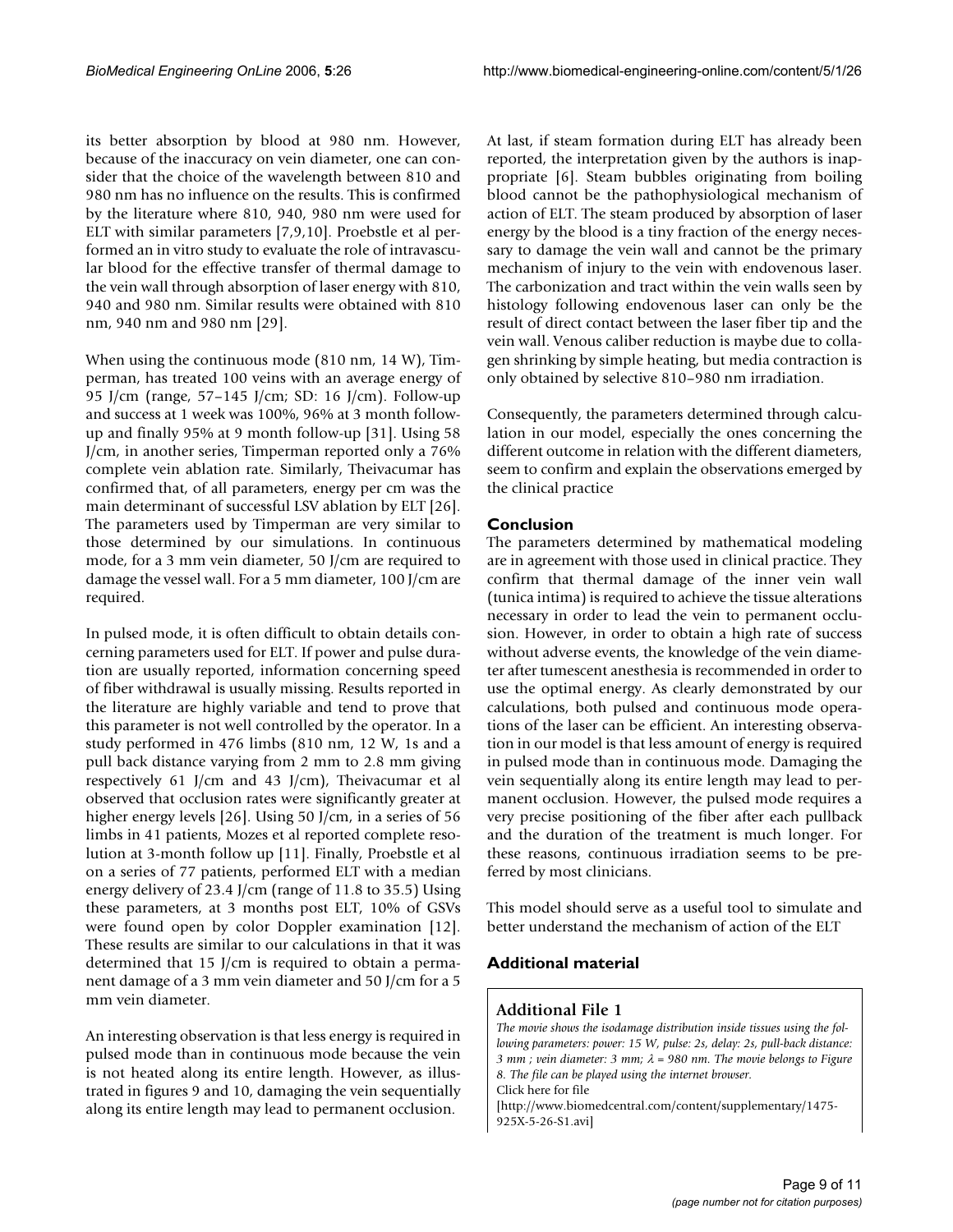its better absorption by blood at 980 nm. However, because of the inaccuracy on vein diameter, one can consider that the choice of the wavelength between 810 and 980 nm has no influence on the results. This is confirmed by the literature where 810, 940, 980 nm were used for ELT with similar parameters [7,9,10]. Proebstle et al performed an in vitro study to evaluate the role of intravascular blood for the effective transfer of thermal damage to the vein wall through absorption of laser energy with 810, 940 and 980 nm. Similar results were obtained with 810 nm, 940 nm and 980 nm [29].

When using the continuous mode (810 nm, 14 W), Timperman, has treated 100 veins with an average energy of 95 J/cm (range, 57–145 J/cm; SD: 16 J/cm). Follow-up and success at 1 week was 100%, 96% at 3 month follow-up and finally 95% at 9 month follow-up [31]. Using 58 J/cm, in another series, Timperman reported only a 76% complete vein ablation rate. Similarly, Theivacumar has confirmed that, of all parameters, energy per cm was the main determinant of successful LSV ablation by ELT [26]. The parameters used by Timperman are very similar to those determined by our simulations. In continuous mode, for a 3 mm vein diameter, 50 J/cm are required to damage the vessel wall. For a 5 mm diameter, 100 J/cm are required.

In pulsed mode, it is often difficult to obtain details concerning parameters used for ELT. If power and pulse duration are usually reported, information concerning speed of fiber withdrawal is usually missing. Results reported in the literature are highly variable and tend to prove that this parameter is not well controlled by the operator. In a study performed in 476 limbs (810 nm, 12 W, 1s and a pull back distance varying from 2 mm to 2.8 mm giving respectively 61 J/cm and 43 J/cm), Theivacumar et al observed that occlusion rates were significantly greater at higher energy levels [26]. Using 50 J/cm, in a series of 56 limbs in 41 patients, Mozes et al reported complete resolution at 3-month follow up [11]. Finally, Proebstle et al on a series of 77 patients, performed ELT with a median energy delivery of 23.4 J/cm (range of 11.8 to 35.5) Using these parameters, at 3 months post ELT, 10% of GSVs were found open by color Doppler examination [12]. These results are similar to our calculations in that it was determined that 15 J/cm is required to obtain a permanent damage of a 3 mm vein diameter and 50 J/cm for a 5 mm vein diameter.

An interesting observation is that less energy is required in pulsed mode than in continuous mode because the vein is not heated along its entire length. However, as illustrated in figures 9 and 10, damaging the vein sequentially along its entire length may lead to permanent occlusion.

At last, if steam formation during ELT has already been reported, the interpretation given by the authors is inappropriate [6]. Steam bubbles originating from boiling blood cannot be the pathophysiological mechanism of action of ELT. The steam produced by absorption of laser energy by the blood is a tiny fraction of the energy necessary to damage the vein wall and cannot be the primary mechanism of injury to the vein with endovenous laser. The carbonization and tract within the vein walls seen by histology following endovenous laser can only be the result of direct contact between the laser fiber tip and the vein wall. Venous caliber reduction is maybe due to collagen shrinking by simple heating, but media contraction is only obtained by selective 810–980 nm irradiation.

Consequently, the parameters determined through calculation in our model, especially the ones concerning the different outcome in relation with the different diameters, seem to confirm and explain the observations emerged by the clinical practice

## Conclusion

The parameters determined by mathematical modeling are in agreement with those used in clinical practice. They confirm that thermal damage of the inner vein wall (tunica intima) is required to achieve the tissue alterations necessary in order to lead the vein to permanent occlusion. However, in order to obtain a high rate of success without adverse events, the knowledge of the vein diameter after tumescent anesthesia is recommended in order to use the optimal energy. As clearly demonstrated by our calculations, both pulsed and continuous mode operations of the laser can be efficient. An interesting observation in our model is that less amount of energy is required in pulsed mode than in continuous mode. Damaging the vein sequentially along its entire length may lead to permanent occlusion. However, the pulsed mode requires a very precise positioning of the fiber after each pullback and the duration of the treatment is much longer. For these reasons, continuous irradiation seems to be preferred by most clinicians.

This model should serve as a useful tool to simulate and better understand the mechanism of action of the ELT

## Additional material

**Additional File 1**

*The movie shows the isodamage distribution inside tissues using the following parameters: power: 15 W, pulse: 2s, delay: 2s, pull-back distance: 3 mm ; vein diameter: 3 mm; λ = 980 nm. The movie belongs to Figure 8. The file can be played using the internet browser.*

Click here for file

[http://www.biomedcentral.com/content/supplementary/1475-925X-5-26-S1.avi]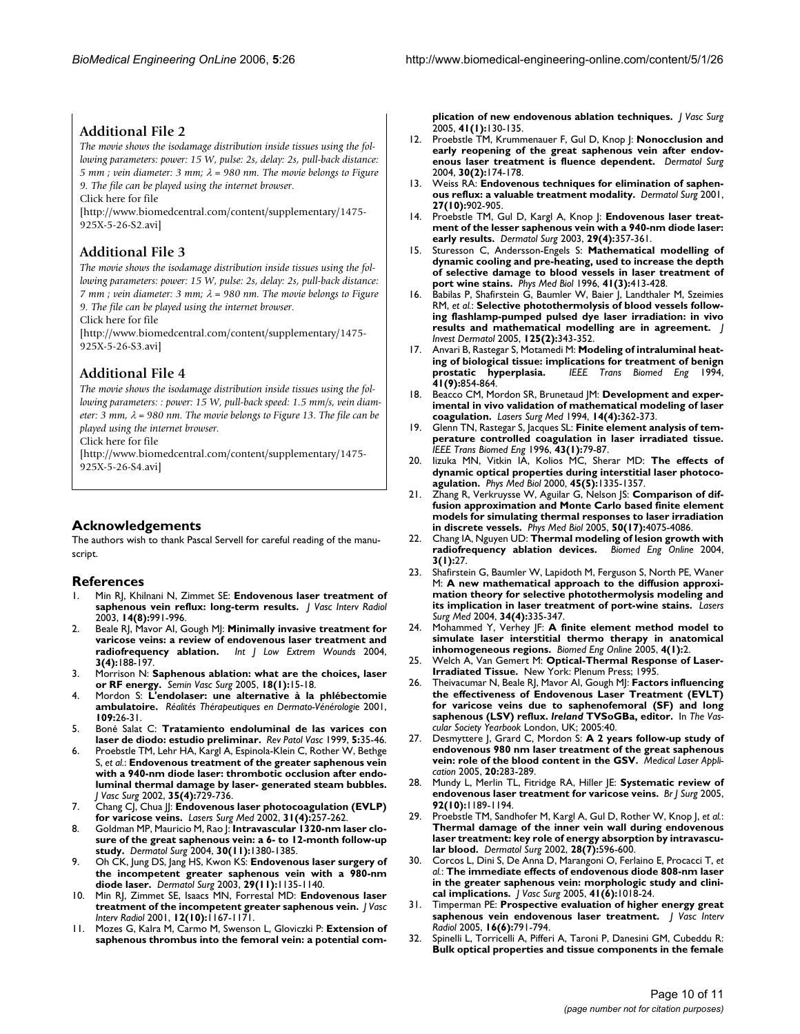## Additional File 2

*The movie shows the isodamage distribution inside tissues using the following parameters: power: 15 W, pulse: 2s, delay: 2s, pull-back distance: 5 mm ; vein diameter: 3 mm; $\lambda$ = 980 nm. The movie belongs to Figure 9. The file can be played using the internet browser.*

Click here for file

[http://www.biomedcentral.com/content/supplementary/1475-925X-5-26-S2.avi]

## Additional File 3

*The movie shows the isodamage distribution inside tissues using the following parameters: power: 15 W, pulse: 2s, delay: 2s, pull-back distance: 7 mm ; vein diameter: 3 mm; $\lambda$ = 980 nm. The movie belongs to Figure 9. The file can be played using the internet browser.*

Click here for file

[http://www.biomedcentral.com/content/supplementary/1475-925X-5-26-S3.avi]

## Additional File 4

*The movie shows the isodamage distribution inside tissues using the following parameters: : power: 15 W, pull-back speed: 1.5 mm/s, vein diameter: 3 mm, $\lambda$ = 980 nm. The movie belongs to Figure 13. The file can be played using the internet browser.*

Click here for file

[http://www.biomedcentral.com/content/supplementary/1475-925X-5-26-S4.avi]

## Acknowledgements

The authors wish to thank Pascal Servell for careful reading of the manuscript.

## References

1. Min RJ, Khilnani N, Zimmet SE: **Endovenous laser treatment of saphenous vein reflux: long-term results.** *J Vasc Interv Radiol* 2003, **14(8):**991-996.
2. Beale RJ, Mavor AI, Gough MJ: **Minimally invasive treatment for varicose veins: a review of endovenous laser treatment and radiofrequency ablation.** *Int J Low Extrem Wounds* 2004, **3(4):**188-197.
3. Morrison N: **Saphenous ablation: what are the choices, laser or RF energy.** *Semin Vasc Surg* 2005, **18(1):**15-18.
4. Mordon S: **L'endolaser: une alternative à la phlébectomie ambulatoire.** *Réalités Thérapeutiques en Dermato-Vénérologie* 2001, **109:**26-31.
5. Boné Salat C: **Tratamiento endoluminal de las varices con laser de diodo: estudio preliminar.** *Rev Patol Vasc* 1999, **5:**35-46.
6. Proebstle TM, Lehr HA, Kargl A, Espinola-Klein C, Rother W, Bethge S, *et al.*: **Endovenous treatment of the greater saphenous vein with a 940-nm diode laser: thrombotic occlusion after endoluminal thermal damage by laser- generated steam bubbles.** *J Vasc Surg* 2002, **35(4):**729-736.
7. Chang CJ, Chua JJ: **Endovenous laser photocoagulation (EVLP) for varicose veins.** *Lasers Surg Med* 2002, **31(4):**257-262.
8. Goldman MP, Mauricio M, Rao J: **Intravascular 1320-nm laser closure of the great saphenous vein: a 6- to 12-month follow-up study.** *Dermatol Surg* 2004, **30(11):**1380-1385.
9. Oh CK, Jung DS, Jang HS, Kwon KS: **Endovenous laser surgery of the incompetent greater saphenous vein with a 980-nm diode laser.** *Dermatol Surg* 2003, **29(11):**1135-1140.
10. Min RJ, Zimmet SE, Isaacs MN, Forrestal MD: **Endovenous laser treatment of the incompetent greater saphenous vein.** *J Vasc Interv Radiol* 2001, **12(10):**1167-1171.
11. Mozes G, Kalra M, Carmo M, Swenson L, Gloviczki P: **Extension of saphenous thrombus into the femoral vein: a potential complication of new endovenous ablation techniques.** *J Vasc Surg* 2005, **41(1):**130-135.
12. Proebstle TM, Krummenauer F, Gul D, Knop J: **Nonocclusion and early reopening of the great saphenous vein after endovenous laser treatment is fluence dependent.** *Dermatol Surg* 2004, **30(2):**174-178.
13. Weiss RA: **Endovenous techniques for elimination of saphenous reflux: a valuable treatment modality.** *Dermatol Surg* 2001, **27(10):**902-905.
14. Proebstle TM, Gul D, Kargl A, Knop J: **Endovenous laser treatment of the lesser saphenous vein with a 940-nm diode laser: early results.** *Dermatol Surg* 2003, **29(4):**357-361.
15. Sturesson C, Andersson-Engels S: **Mathematical modelling of dynamic cooling and pre-heating, used to increase the depth of selective damage to blood vessels in laser treatment of port wine stains.** *Phys Med Biol* 1996, **41(3):**413-428.
16. Babilas P, Shafirstein G, Baumler W, Baier J, Landthaler M, Szeimies RM, *et al.*: **Selective photothermolysis of blood vessels following flashlamp-pumped pulsed dye laser irradiation: in vivo results and mathematical modelling are in agreement.** *J Invest Dermatol* 2005, **125(2):**343-352.
17. Anvari B, Rastegar S, Motamedi M: **Modeling of intraluminal heating of biological tissue: implications for treatment of benign prostatic hyperplasia.** *IEEE Trans Biomed Eng* 1994, **41(9):**854-864.
18. Beacco CM, Mordon SR, Brunetaud JM: **Development and experimental in vivo validation of mathematical modeling of laser coagulation.** *Lasers Surg Med* 1994, **14(4):**362-373.
19. Glenn TN, Rastegar S, Jacques SL: **Finite element analysis of temperature controlled coagulation in laser irradiated tissue.** *IEEE Trans Biomed Eng* 1996, **43(1):**79-87.
20. Iizuka MN, Vitkin IA, Kolios MC, Sherar MD: **The effects of dynamic optical properties during interstitial laser photocoagulation.** *Phys Med Biol* 2000, **45(5):**1335-1357.
21. Zhang R, Verkruysse W, Aguilar G, Nelson JS: **Comparison of diffusion approximation and Monte Carlo based finite element models for simulating thermal responses to laser irradiation in discrete vessels.** *Phys Med Biol* 2005, **50(17):**4075-4086.
22. Chang IA, Nguyen UD: **Thermal modeling of lesion growth with radiofrequency ablation devices.** *Biomed Eng Online* 2004, **3(1):**27.
23. Shafirstein G, Baumler W, Lapidoth M, Ferguson S, North PE, Waner M: **A new mathematical approach to the diffusion approximation theory for selective photothermolysis modeling and its implication in laser treatment of port-wine stains.** *Lasers Surg Med* 2004, **34(4):**335-347.
24. Mohammed Y, Verhey JF: **A finite element method model to simulate laser interstitial thermo therapy in anatomical inhomogeneous regions.** *Biomed Eng Online* 2005, **4(1):**2.
25. Welch A, Van Gemert M: **Optical-Thermal Response of Laser-Irradiated Tissue.** New York: Plenum Press; 1995.
26. Theivacumar N, Beale RJ, Mavor AI, Gough MJ: **Factors influencing the effectiveness of Endovenous Laser Treatment (EVLT) for varicose veins due to saphenofemoral (SF) and long saphenous (LSV) reflux.** ***Ireland* TVSoGBa, editor.** In *The Vascular Society Yearbook* London, UK; 2005:40.
27. Desmyttere J, Grard C, Mordon S: **A 2 years follow-up study of endovenous 980 nm laser treatment of the great saphenous vein: role of the blood content in the GSV.** *Medical Laser Application* 2005, **20:**283-289.
28. Mundy L, Merlin TL, Fitridge RA, Hiller JE: **Systematic review of endovenous laser treatment for varicose veins.** *Br J Surg* 2005, **92(10):**1189-1194.
29. Proebstle TM, Sandhofer M, Kargl A, Gul D, Rother W, Knop J, *et al.*: **Thermal damage of the inner vein wall during endovenous laser treatment: key role of energy absorption by intravascular blood.** *Dermatol Surg* 2002, **28(7):**596-600.
30. Corcos L, Dini S, De Anna D, Marangoni O, Ferlaino E, Procacci T, *et al.*: **The immediate effects of endovenous diode 808-nm laser in the greater saphenous vein: morphologic study and clinical implications.** *J Vasc Surg* 2005, **41(6):**1018-24.
31. Timperman PE: **Prospective evaluation of higher energy great saphenous vein endovenous laser treatment.** *J Vasc Interv Radiol* 2005, **16(6):**791-794.
32. Spinelli L, Torricelli A, Pifferi A, Taroni P, Danesini GM, Cubeddu R: **Bulk optical properties and tissue components in the female**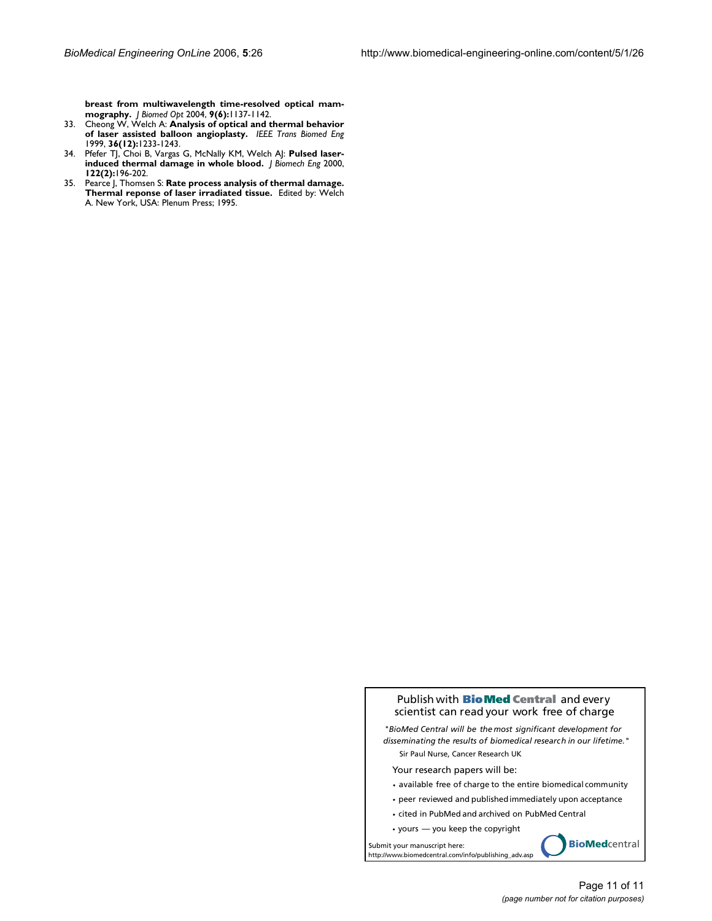**breast from multiwavelength time-resolved optical mammography.** *J Biomed Opt* 2004, **9(6):**1137-1142.

33. Cheong W, Welch A: **Analysis of optical and thermal behavior of laser assisted balloon angioplasty.** *IEEE Trans Biomed Eng* 1999, **36(12):**1233-1243.
34. Pfefer TJ, Choi B, Vargas G, McNally KM, Welch AJ: **Pulsed laser-induced thermal damage in whole blood.** *J Biomech Eng* 2000, **122(2):**196-202.
35. Pearce J, Thomsen S: **Rate process analysis of thermal damage. Thermal reponse of laser irradiated tissue.** Edited by: Welch A. New York, USA: Plenum Press; 1995.

Publish with **BioMed Central** and every scientist can read your work free of charge

*"BioMed Central will be the most significant development for disseminating the results of biomedical research in our lifetime."*

Sir Paul Nurse, Cancer Research UK

Your research papers will be:

- available free of charge to the entire biomedical community
- peer reviewed and published immediately upon acceptance
- cited in PubMed and archived on PubMed Central
- yours — you keep the copyright

Submit your manuscript here:
http://www.biomedcentral.com/info/publishing_adv.asp

**BioMed**central